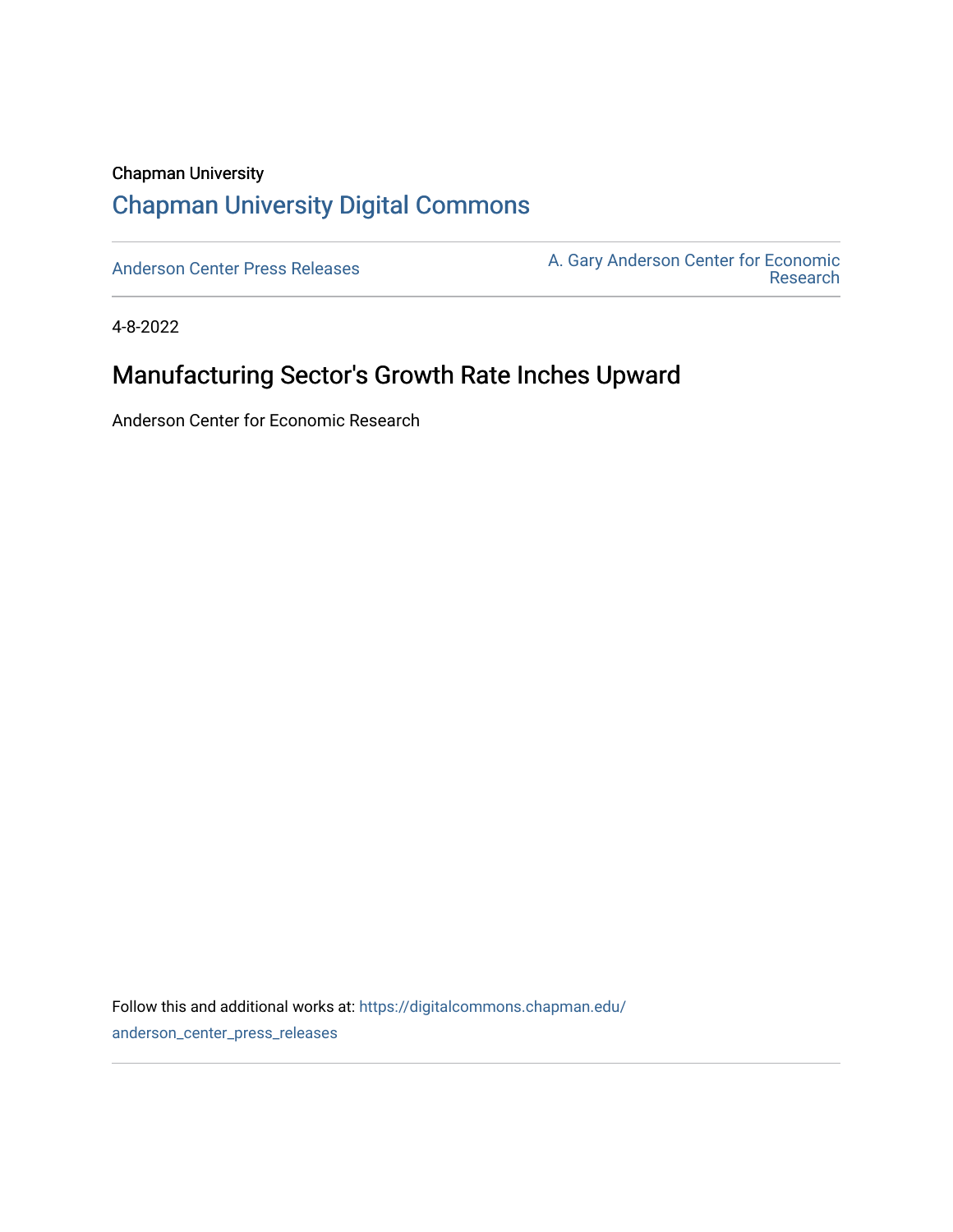Chapman University

# Chapman University Digital Commons

Anderson Center Press Releases

A. Gary Anderson Center for Economic Research

4-8-2022

## Manufacturing Sector's Growth Rate Inches Upward

Anderson Center for Economic Research

Follow this and additional works at: https://digitalcommons.chapman.edu/anderson_center_press_releases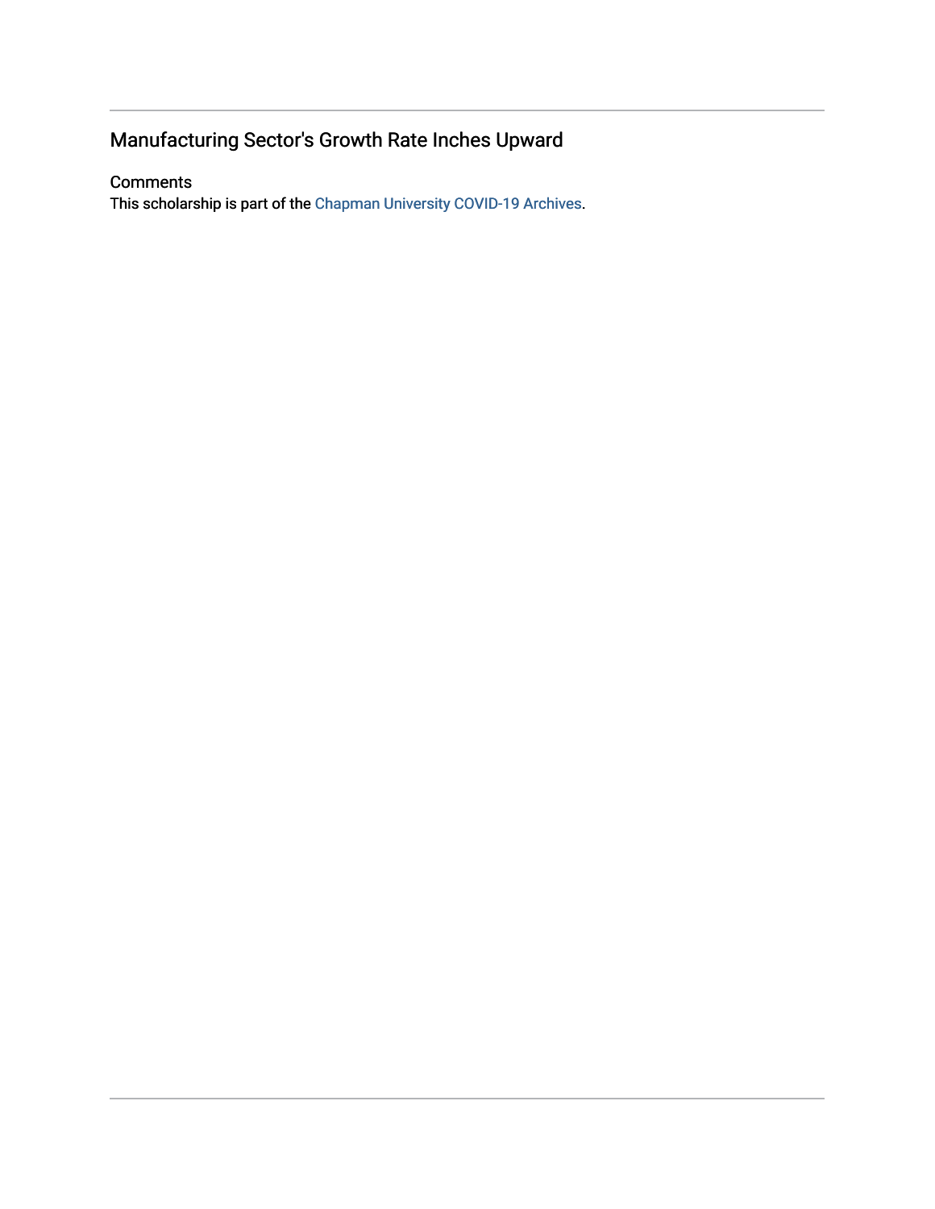## Manufacturing Sector's Growth Rate Inches Upward

### Comments

This scholarship is part of the Chapman University COVID-19 Archives.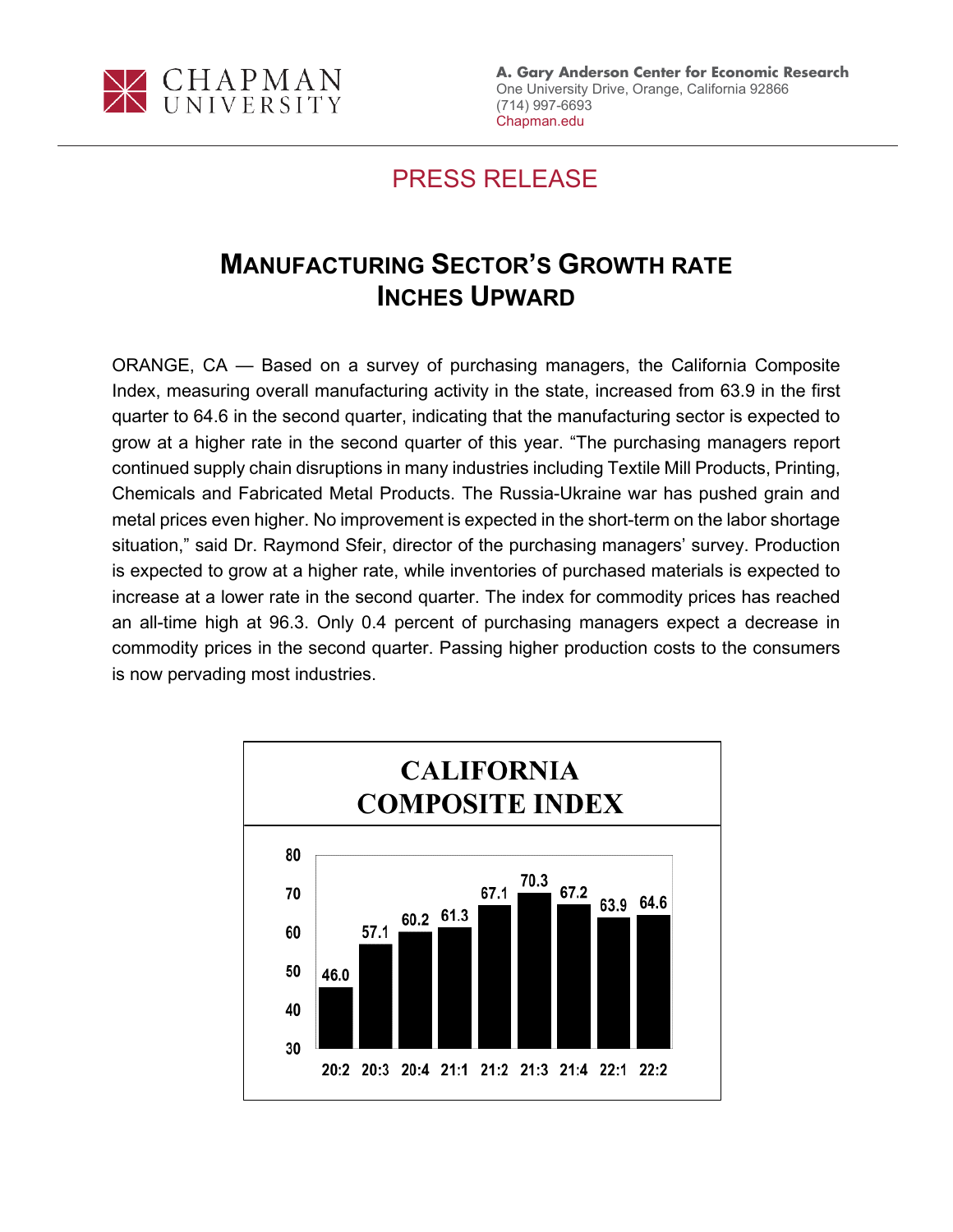CHAPMAN UNIVERSITY

**A. Gary Anderson Center for Economic Research**
One University Drive, Orange, California 92866
(714) 997-6693
Chapman.edu

## PRESS RELEASE

# MANUFACTURING SECTOR'S GROWTH RATE INCHES UPWARD

ORANGE, CA — Based on a survey of purchasing managers, the California Composite Index, measuring overall manufacturing activity in the state, increased from 63.9 in the first quarter to 64.6 in the second quarter, indicating that the manufacturing sector is expected to grow at a higher rate in the second quarter of this year. "The purchasing managers report continued supply chain disruptions in many industries including Textile Mill Products, Printing, Chemicals and Fabricated Metal Products. The Russia-Ukraine war has pushed grain and metal prices even higher. No improvement is expected in the short-term on the labor shortage situation," said Dr. Raymond Sfeir, director of the purchasing managers' survey. Production is expected to grow at a higher rate, while inventories of purchased materials is expected to increase at a lower rate in the second quarter. The index for commodity prices has reached an all-time high at 96.3. Only 0.4 percent of purchasing managers expect a decrease in commodity prices in the second quarter. Passing higher production costs to the consumers is now pervading most industries.

**CALIFORNIA COMPOSITE INDEX**

| Quarter | 20:2 | 20:3 | 20:4 | 21:1 | 21:2 | 21:3 | 21:4 | 22:1 | 22:2 |
|---|---|---|---|---|---|---|---|---|---|
| Index | 46.0 | 57.1 | 60.2 | 61.3 | 67.1 | 70.3 | 67.2 | 63.9 | 64.6 |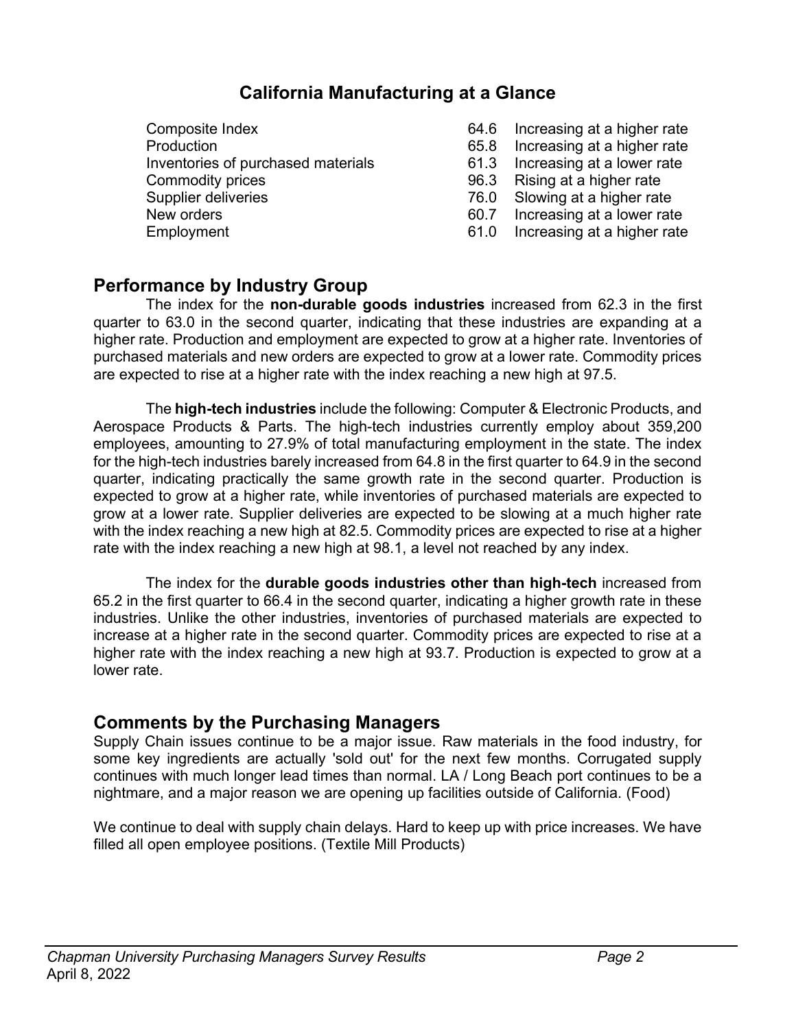## California Manufacturing at a Glance

| | | |
|---|---|---|
| Composite Index | 64.6 | Increasing at a higher rate |
| Production | 65.8 | Increasing at a higher rate |
| Inventories of purchased materials | 61.3 | Increasing at a lower rate |
| Commodity prices | 96.3 | Rising at a higher rate |
| Supplier deliveries | 76.0 | Slowing at a higher rate |
| New orders | 60.7 | Increasing at a lower rate |
| Employment | 61.0 | Increasing at a higher rate |

## Performance by Industry Group

The index for the **non-durable goods industries** increased from 62.3 in the first quarter to 63.0 in the second quarter, indicating that these industries are expanding at a higher rate. Production and employment are expected to grow at a higher rate. Inventories of purchased materials and new orders are expected to grow at a lower rate. Commodity prices are expected to rise at a higher rate with the index reaching a new high at 97.5.

The **high-tech industries** include the following: Computer & Electronic Products, and Aerospace Products & Parts. The high-tech industries currently employ about 359,200 employees, amounting to 27.9% of total manufacturing employment in the state. The index for the high-tech industries barely increased from 64.8 in the first quarter to 64.9 in the second quarter, indicating practically the same growth rate in the second quarter. Production is expected to grow at a higher rate, while inventories of purchased materials are expected to grow at a lower rate. Supplier deliveries are expected to be slowing at a much higher rate with the index reaching a new high at 82.5. Commodity prices are expected to rise at a higher rate with the index reaching a new high at 98.1, a level not reached by any index.

The index for the **durable goods industries other than high-tech** increased from 65.2 in the first quarter to 66.4 in the second quarter, indicating a higher growth rate in these industries. Unlike the other industries, inventories of purchased materials are expected to increase at a higher rate in the second quarter. Commodity prices are expected to rise at a higher rate with the index reaching a new high at 93.7. Production is expected to grow at a lower rate.

## Comments by the Purchasing Managers

Supply Chain issues continue to be a major issue. Raw materials in the food industry, for some key ingredients are actually 'sold out' for the next few months. Corrugated supply continues with much longer lead times than normal. LA / Long Beach port continues to be a nightmare, and a major reason we are opening up facilities outside of California. (Food)

We continue to deal with supply chain delays. Hard to keep up with price increases. We have filled all open employee positions. (Textile Mill Products)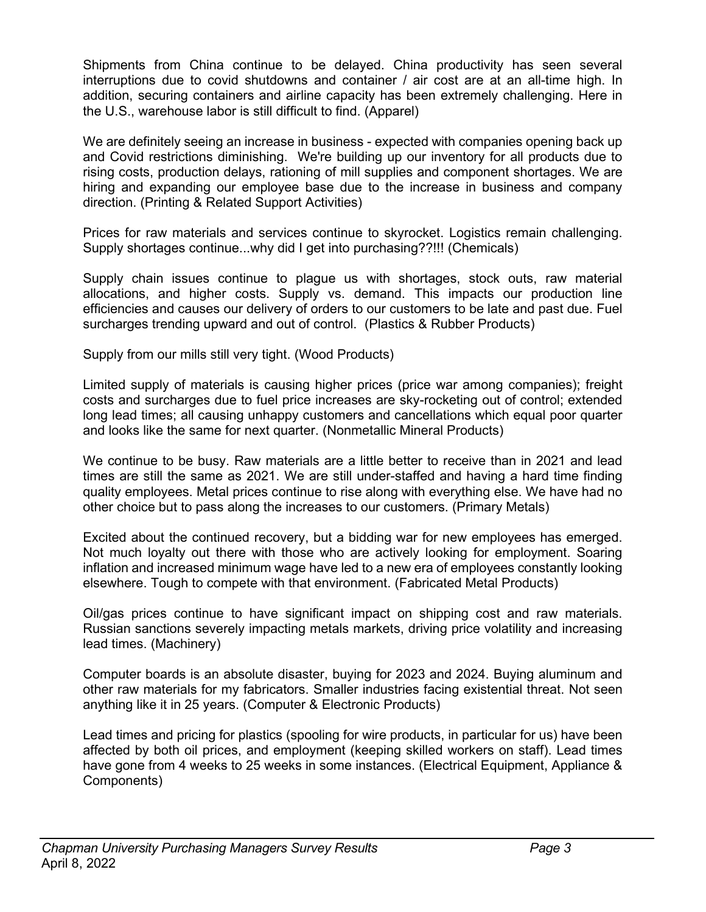Shipments from China continue to be delayed. China productivity has seen several interruptions due to covid shutdowns and container / air cost are at an all-time high. In addition, securing containers and airline capacity has been extremely challenging. Here in the U.S., warehouse labor is still difficult to find. (Apparel)

We are definitely seeing an increase in business - expected with companies opening back up and Covid restrictions diminishing. We're building up our inventory for all products due to rising costs, production delays, rationing of mill supplies and component shortages. We are hiring and expanding our employee base due to the increase in business and company direction. (Printing & Related Support Activities)

Prices for raw materials and services continue to skyrocket. Logistics remain challenging. Supply shortages continue...why did I get into purchasing??!!! (Chemicals)

Supply chain issues continue to plague us with shortages, stock outs, raw material allocations, and higher costs. Supply vs. demand. This impacts our production line efficiencies and causes our delivery of orders to our customers to be late and past due. Fuel surcharges trending upward and out of control. (Plastics & Rubber Products)

Supply from our mills still very tight. (Wood Products)

Limited supply of materials is causing higher prices (price war among companies); freight costs and surcharges due to fuel price increases are sky-rocketing out of control; extended long lead times; all causing unhappy customers and cancellations which equal poor quarter and looks like the same for next quarter. (Nonmetallic Mineral Products)

We continue to be busy. Raw materials are a little better to receive than in 2021 and lead times are still the same as 2021. We are still under-staffed and having a hard time finding quality employees. Metal prices continue to rise along with everything else. We have had no other choice but to pass along the increases to our customers. (Primary Metals)

Excited about the continued recovery, but a bidding war for new employees has emerged. Not much loyalty out there with those who are actively looking for employment. Soaring inflation and increased minimum wage have led to a new era of employees constantly looking elsewhere. Tough to compete with that environment. (Fabricated Metal Products)

Oil/gas prices continue to have significant impact on shipping cost and raw materials. Russian sanctions severely impacting metals markets, driving price volatility and increasing lead times. (Machinery)

Computer boards is an absolute disaster, buying for 2023 and 2024. Buying aluminum and other raw materials for my fabricators. Smaller industries facing existential threat. Not seen anything like it in 25 years. (Computer & Electronic Products)

Lead times and pricing for plastics (spooling for wire products, in particular for us) have been affected by both oil prices, and employment (keeping skilled workers on staff). Lead times have gone from 4 weeks to 25 weeks in some instances. (Electrical Equipment, Appliance & Components)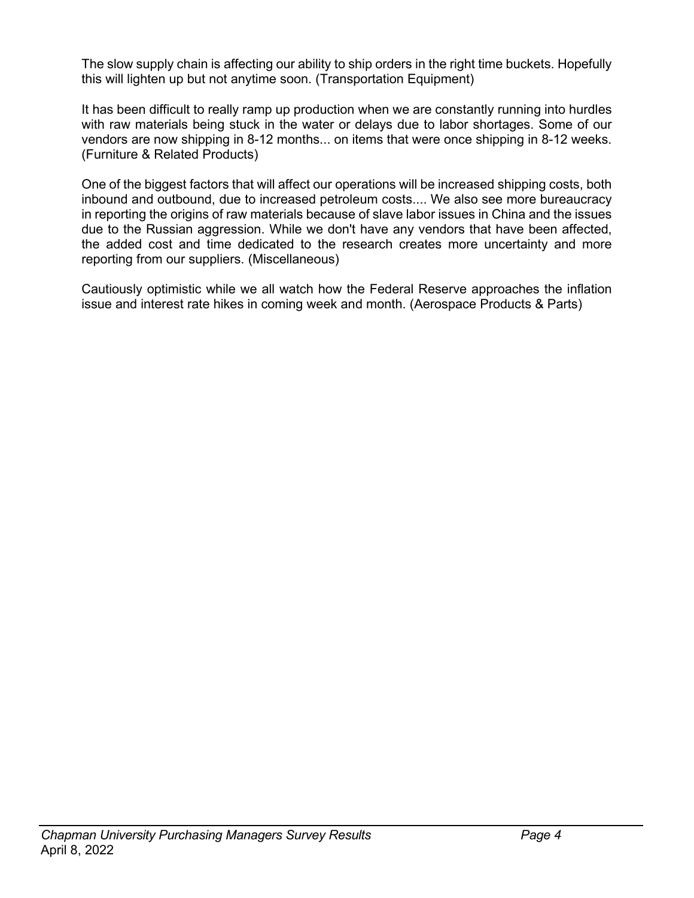The slow supply chain is affecting our ability to ship orders in the right time buckets. Hopefully this will lighten up but not anytime soon. (Transportation Equipment)

It has been difficult to really ramp up production when we are constantly running into hurdles with raw materials being stuck in the water or delays due to labor shortages. Some of our vendors are now shipping in 8-12 months... on items that were once shipping in 8-12 weeks. (Furniture & Related Products)

One of the biggest factors that will affect our operations will be increased shipping costs, both inbound and outbound, due to increased petroleum costs.... We also see more bureaucracy in reporting the origins of raw materials because of slave labor issues in China and the issues due to the Russian aggression. While we don't have any vendors that have been affected, the added cost and time dedicated to the research creates more uncertainty and more reporting from our suppliers. (Miscellaneous)

Cautiously optimistic while we all watch how the Federal Reserve approaches the inflation issue and interest rate hikes in coming week and month. (Aerospace Products & Parts)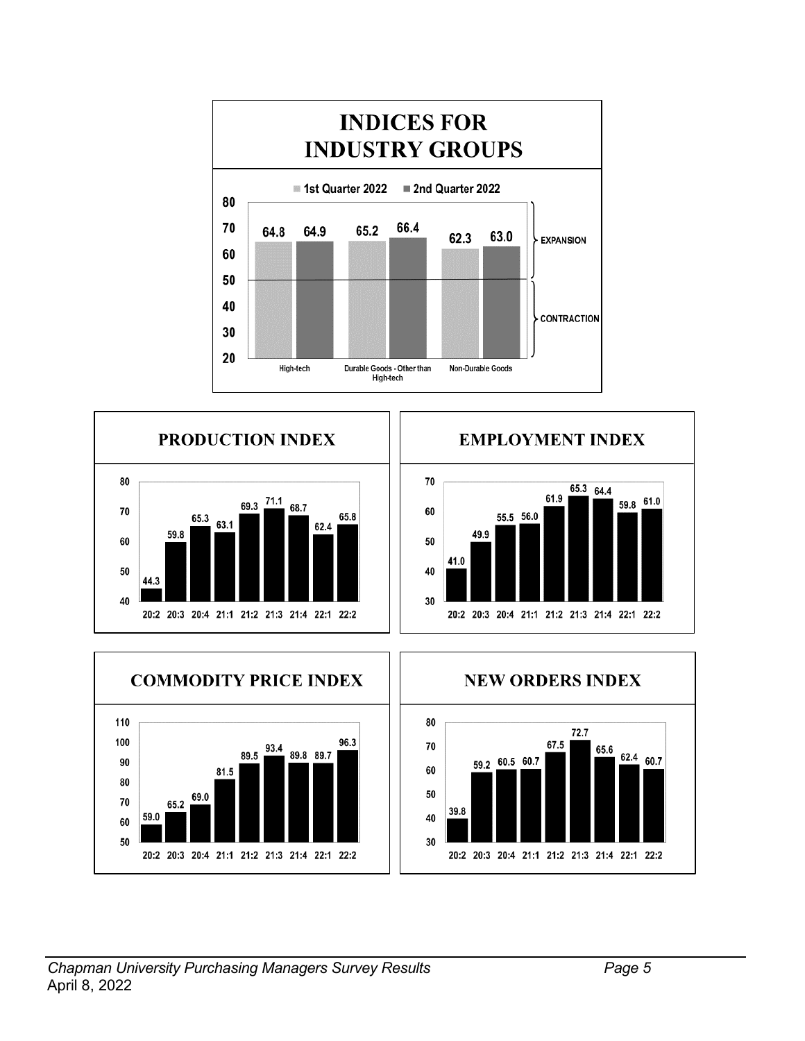## INDICES FOR INDUSTRY GROUPS

| | 1st Quarter 2022 | 2nd Quarter 2022 |
|---|---|---|
| High-tech | 64.8 | 64.9 |
| Durable Goods - Other than High-tech | 65.2 | 66.4 |
| Non-Durable Goods | 62.3 | 63.0 |

Above 50: EXPANSION; Below 50: CONTRACTION

## PRODUCTION INDEX

| 20:2 | 20:3 | 20:4 | 21:1 | 21:2 | 21:3 | 21:4 | 22:1 | 22:2 |
|---|---|---|---|---|---|---|---|---|
| 44.3 | 59.8 | 65.3 | 63.1 | 69.3 | 71.1 | 68.7 | 62.4 | 65.8 |

## EMPLOYMENT INDEX

| 20:2 | 20:3 | 20:4 | 21:1 | 21:2 | 21:3 | 21:4 | 22:1 | 22:2 |
|---|---|---|---|---|---|---|---|---|
| 41.0 | 49.9 | 55.5 | 56.0 | 61.9 | 65.3 | 64.4 | 59.8 | 61.0 |

## COMMODITY PRICE INDEX

| 20:2 | 20:3 | 20:4 | 21:1 | 21:2 | 21:3 | 21:4 | 22:1 | 22:2 |
|---|---|---|---|---|---|---|---|---|
| 59.0 | 65.2 | 69.0 | 81.5 | 89.5 | 93.4 | 89.8 | 89.7 | 96.3 |

## NEW ORDERS INDEX

| 20:2 | 20:3 | 20:4 | 21:1 | 21:2 | 21:3 | 21:4 | 22:1 | 22:2 |
|---|---|---|---|---|---|---|---|---|
| 39.8 | 59.2 | 60.5 | 60.7 | 67.5 | 72.7 | 65.6 | 62.4 | 60.7 |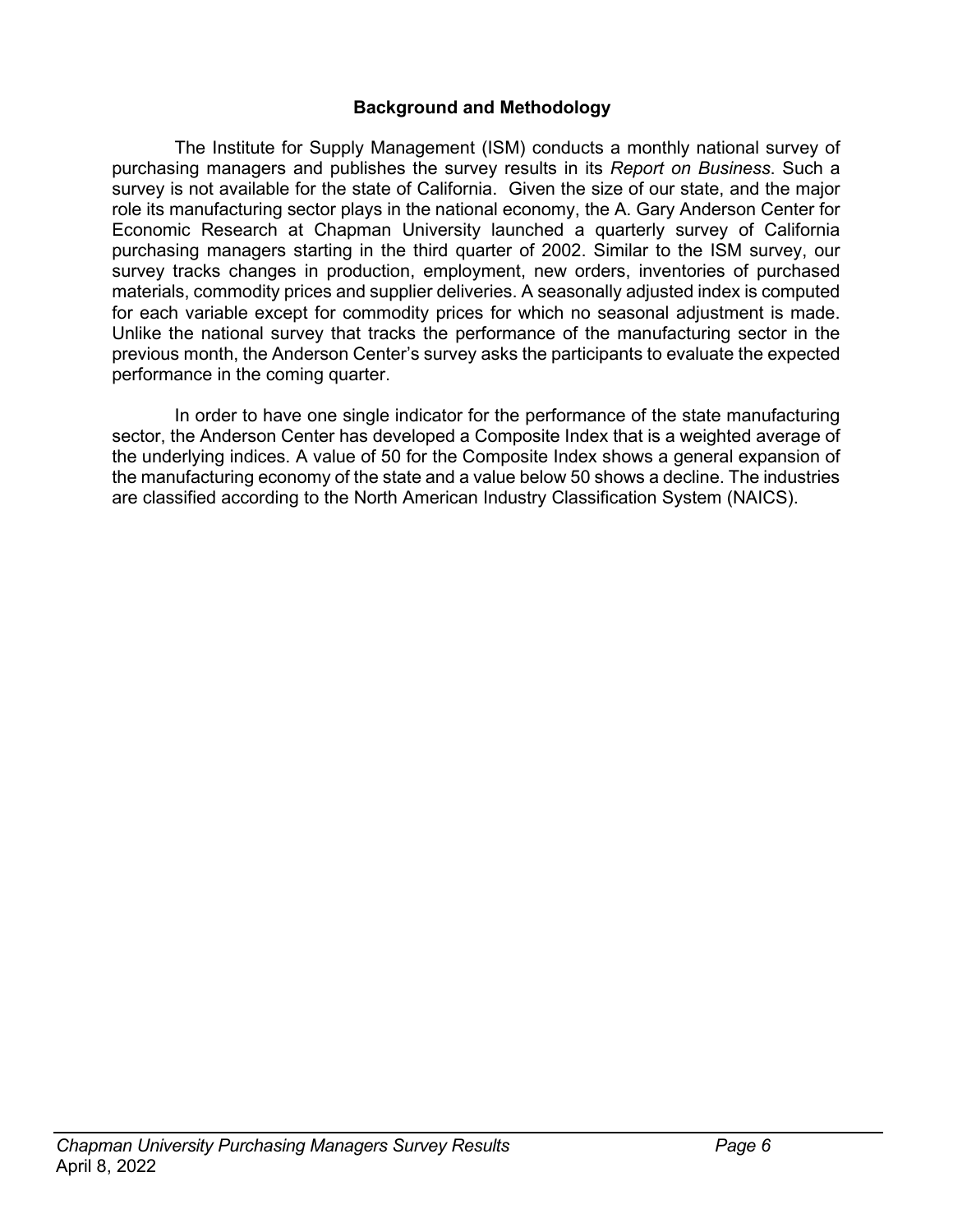## Background and Methodology

The Institute for Supply Management (ISM) conducts a monthly national survey of purchasing managers and publishes the survey results in its *Report on Business.* Such a survey is not available for the state of California. Given the size of our state, and the major role its manufacturing sector plays in the national economy, the A. Gary Anderson Center for Economic Research at Chapman University launched a quarterly survey of California purchasing managers starting in the third quarter of 2002. Similar to the ISM survey, our survey tracks changes in production, employment, new orders, inventories of purchased materials, commodity prices and supplier deliveries. A seasonally adjusted index is computed for each variable except for commodity prices for which no seasonal adjustment is made. Unlike the national survey that tracks the performance of the manufacturing sector in the previous month, the Anderson Center's survey asks the participants to evaluate the expected performance in the coming quarter.

In order to have one single indicator for the performance of the state manufacturing sector, the Anderson Center has developed a Composite Index that is a weighted average of the underlying indices. A value of 50 for the Composite Index shows a general expansion of the manufacturing economy of the state and a value below 50 shows a decline. The industries are classified according to the North American Industry Classification System (NAICS).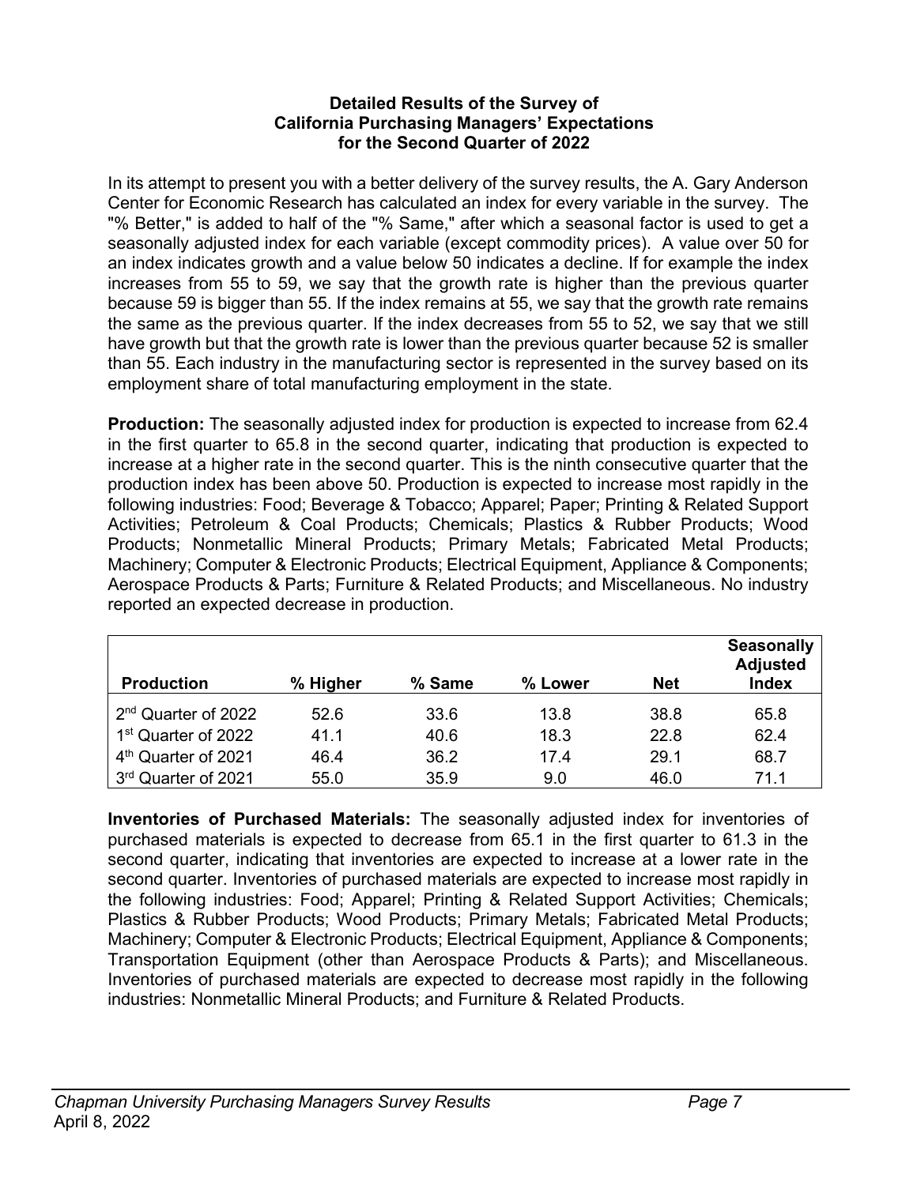**Detailed Results of the Survey of California Purchasing Managers' Expectations for the Second Quarter of 2022**

In its attempt to present you with a better delivery of the survey results, the A. Gary Anderson Center for Economic Research has calculated an index for every variable in the survey. The "% Better," is added to half of the "% Same," after which a seasonal factor is used to get a seasonally adjusted index for each variable (except commodity prices). A value over 50 for an index indicates growth and a value below 50 indicates a decline. If for example the index increases from 55 to 59, we say that the growth rate is higher than the previous quarter because 59 is bigger than 55. If the index remains at 55, we say that the growth rate remains the same as the previous quarter. If the index decreases from 55 to 52, we say that we still have growth but that the growth rate is lower than the previous quarter because 52 is smaller than 55. Each industry in the manufacturing sector is represented in the survey based on its employment share of total manufacturing employment in the state.

**Production:** The seasonally adjusted index for production is expected to increase from 62.4 in the first quarter to 65.8 in the second quarter, indicating that production is expected to increase at a higher rate in the second quarter. This is the ninth consecutive quarter that the production index has been above 50. Production is expected to increase most rapidly in the following industries: Food; Beverage & Tobacco; Apparel; Paper; Printing & Related Support Activities; Petroleum & Coal Products; Chemicals; Plastics & Rubber Products; Wood Products; Nonmetallic Mineral Products; Primary Metals; Fabricated Metal Products; Machinery; Computer & Electronic Products; Electrical Equipment, Appliance & Components; Aerospace Products & Parts; Furniture & Related Products; and Miscellaneous. No industry reported an expected decrease in production.

| Production | % Higher | % Same | % Lower | Net | Seasonally Adjusted Index |
|---|---|---|---|---|---|
| 2nd Quarter of 2022 | 52.6 | 33.6 | 13.8 | 38.8 | 65.8 |
| 1st Quarter of 2022 | 41.1 | 40.6 | 18.3 | 22.8 | 62.4 |
| 4th Quarter of 2021 | 46.4 | 36.2 | 17.4 | 29.1 | 68.7 |
| 3rd Quarter of 2021 | 55.0 | 35.9 | 9.0 | 46.0 | 71.1 |

**Inventories of Purchased Materials:** The seasonally adjusted index for inventories of purchased materials is expected to decrease from 65.1 in the first quarter to 61.3 in the second quarter, indicating that inventories are expected to increase at a lower rate in the second quarter. Inventories of purchased materials are expected to increase most rapidly in the following industries: Food; Apparel; Printing & Related Support Activities; Chemicals; Plastics & Rubber Products; Wood Products; Primary Metals; Fabricated Metal Products; Machinery; Computer & Electronic Products; Electrical Equipment, Appliance & Components; Transportation Equipment (other than Aerospace Products & Parts); and Miscellaneous. Inventories of purchased materials are expected to decrease most rapidly in the following industries: Nonmetallic Mineral Products; and Furniture & Related Products.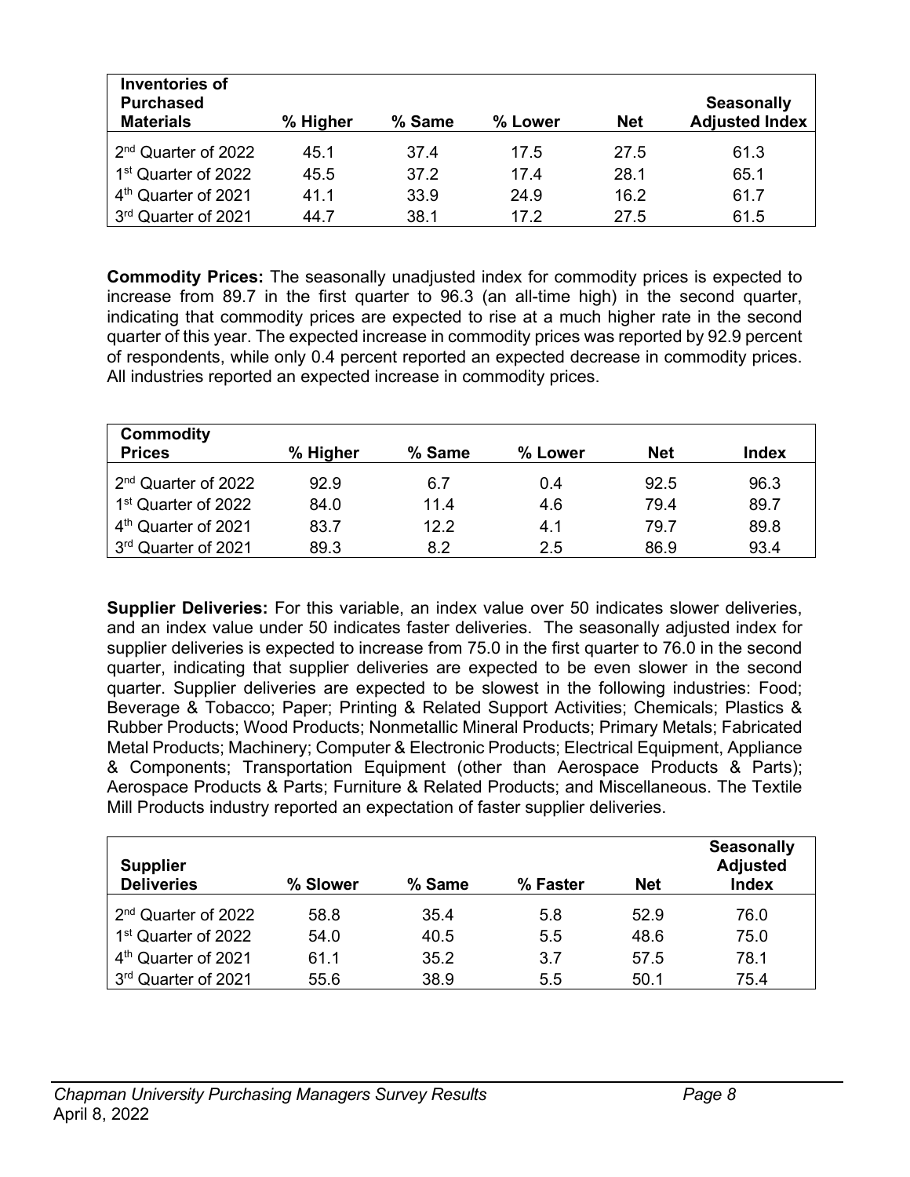| Inventories of Purchased Materials | % Higher | % Same | % Lower | Net | Seasonally Adjusted Index |
|---|---|---|---|---|---|
| 2nd Quarter of 2022 | 45.1 | 37.4 | 17.5 | 27.5 | 61.3 |
| 1st Quarter of 2022 | 45.5 | 37.2 | 17.4 | 28.1 | 65.1 |
| 4th Quarter of 2021 | 41.1 | 33.9 | 24.9 | 16.2 | 61.7 |
| 3rd Quarter of 2021 | 44.7 | 38.1 | 17.2 | 27.5 | 61.5 |

**Commodity Prices:** The seasonally unadjusted index for commodity prices is expected to increase from 89.7 in the first quarter to 96.3 (an all-time high) in the second quarter, indicating that commodity prices are expected to rise at a much higher rate in the second quarter of this year. The expected increase in commodity prices was reported by 92.9 percent of respondents, while only 0.4 percent reported an expected decrease in commodity prices. All industries reported an expected increase in commodity prices.

| Commodity Prices | % Higher | % Same | % Lower | Net | Index |
|---|---|---|---|---|---|
| 2nd Quarter of 2022 | 92.9 | 6.7 | 0.4 | 92.5 | 96.3 |
| 1st Quarter of 2022 | 84.0 | 11.4 | 4.6 | 79.4 | 89.7 |
| 4th Quarter of 2021 | 83.7 | 12.2 | 4.1 | 79.7 | 89.8 |
| 3rd Quarter of 2021 | 89.3 | 8.2 | 2.5 | 86.9 | 93.4 |

**Supplier Deliveries:** For this variable, an index value over 50 indicates slower deliveries, and an index value under 50 indicates faster deliveries. The seasonally adjusted index for supplier deliveries is expected to increase from 75.0 in the first quarter to 76.0 in the second quarter, indicating that supplier deliveries are expected to be even slower in the second quarter. Supplier deliveries are expected to be slowest in the following industries: Food; Beverage & Tobacco; Paper; Printing & Related Support Activities; Chemicals; Plastics & Rubber Products; Wood Products; Nonmetallic Mineral Products; Primary Metals; Fabricated Metal Products; Machinery; Computer & Electronic Products; Electrical Equipment, Appliance & Components; Transportation Equipment (other than Aerospace Products & Parts); Aerospace Products & Parts; Furniture & Related Products; and Miscellaneous. The Textile Mill Products industry reported an expectation of faster supplier deliveries.

| Supplier Deliveries | % Slower | % Same | % Faster | Net | Seasonally Adjusted Index |
|---|---|---|---|---|---|
| 2nd Quarter of 2022 | 58.8 | 35.4 | 5.8 | 52.9 | 76.0 |
| 1st Quarter of 2022 | 54.0 | 40.5 | 5.5 | 48.6 | 75.0 |
| 4th Quarter of 2021 | 61.1 | 35.2 | 3.7 | 57.5 | 78.1 |
| 3rd Quarter of 2021 | 55.6 | 38.9 | 5.5 | 50.1 | 75.4 |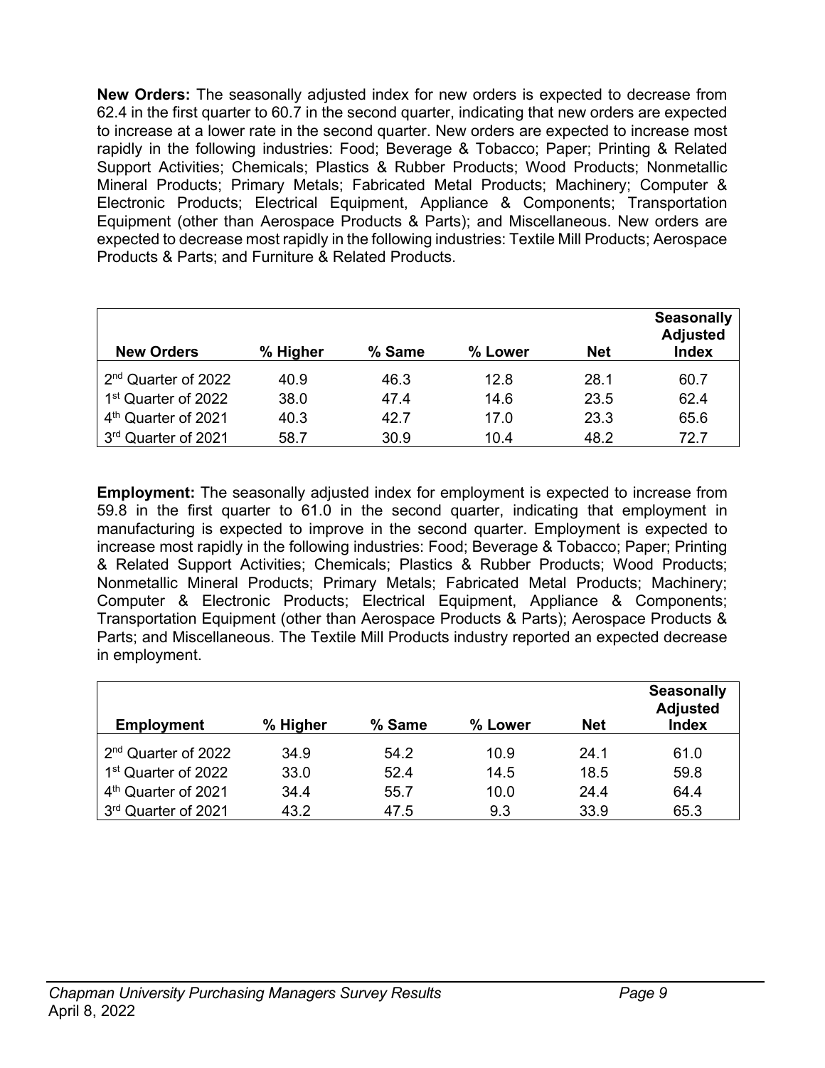**New Orders:** The seasonally adjusted index for new orders is expected to decrease from 62.4 in the first quarter to 60.7 in the second quarter, indicating that new orders are expected to increase at a lower rate in the second quarter. New orders are expected to increase most rapidly in the following industries: Food; Beverage & Tobacco; Paper; Printing & Related Support Activities; Chemicals; Plastics & Rubber Products; Wood Products; Nonmetallic Mineral Products; Primary Metals; Fabricated Metal Products; Machinery; Computer & Electronic Products; Electrical Equipment, Appliance & Components; Transportation Equipment (other than Aerospace Products & Parts); and Miscellaneous. New orders are expected to decrease most rapidly in the following industries: Textile Mill Products; Aerospace Products & Parts; and Furniture & Related Products.

| New Orders | % Higher | % Same | % Lower | Net | Seasonally Adjusted Index |
|---|---|---|---|---|---|
| 2nd Quarter of 2022 | 40.9 | 46.3 | 12.8 | 28.1 | 60.7 |
| 1st Quarter of 2022 | 38.0 | 47.4 | 14.6 | 23.5 | 62.4 |
| 4th Quarter of 2021 | 40.3 | 42.7 | 17.0 | 23.3 | 65.6 |
| 3rd Quarter of 2021 | 58.7 | 30.9 | 10.4 | 48.2 | 72.7 |

**Employment:** The seasonally adjusted index for employment is expected to increase from 59.8 in the first quarter to 61.0 in the second quarter, indicating that employment in manufacturing is expected to improve in the second quarter. Employment is expected to increase most rapidly in the following industries: Food; Beverage & Tobacco; Paper; Printing & Related Support Activities; Chemicals; Plastics & Rubber Products; Wood Products; Nonmetallic Mineral Products; Primary Metals; Fabricated Metal Products; Machinery; Computer & Electronic Products; Electrical Equipment, Appliance & Components; Transportation Equipment (other than Aerospace Products & Parts); Aerospace Products & Parts; and Miscellaneous. The Textile Mill Products industry reported an expected decrease in employment.

| Employment | % Higher | % Same | % Lower | Net | Seasonally Adjusted Index |
|---|---|---|---|---|---|
| 2nd Quarter of 2022 | 34.9 | 54.2 | 10.9 | 24.1 | 61.0 |
| 1st Quarter of 2022 | 33.0 | 52.4 | 14.5 | 18.5 | 59.8 |
| 4th Quarter of 2021 | 34.4 | 55.7 | 10.0 | 24.4 | 64.4 |
| 3rd Quarter of 2021 | 43.2 | 47.5 | 9.3 | 33.9 | 65.3 |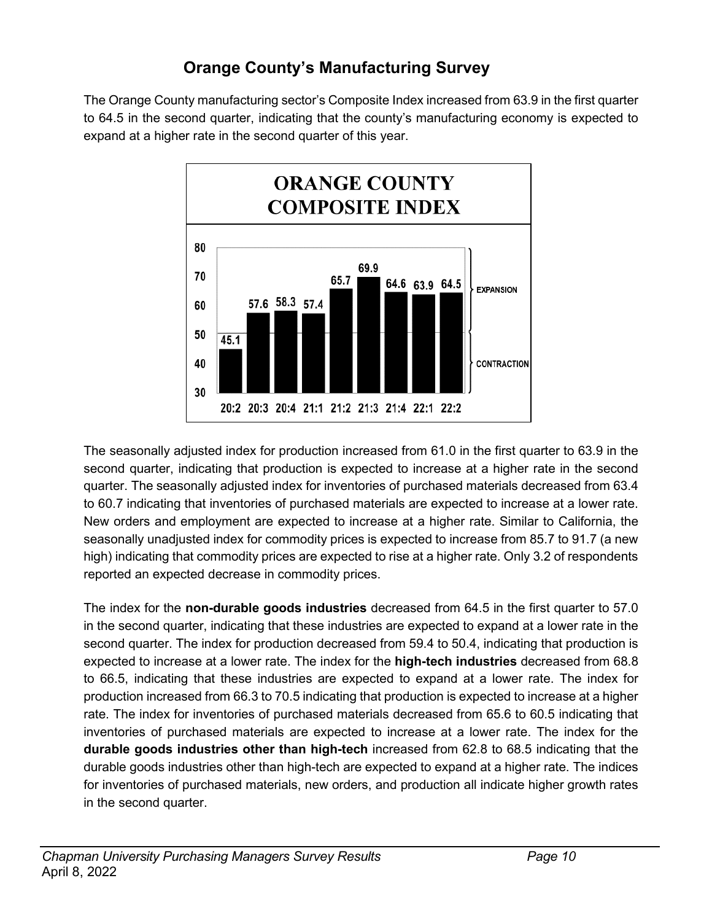# Orange County's Manufacturing Survey

The Orange County manufacturing sector's Composite Index increased from 63.9 in the first quarter to 64.5 in the second quarter, indicating that the county's manufacturing economy is expected to expand at a higher rate in the second quarter of this year.

**ORANGE COUNTY COMPOSITE INDEX**

| Quarter | 20:2 | 20:3 | 20:4 | 21:1 | 21:2 | 21:3 | 21:4 | 22:1 | 22:2 |
|---|---|---|---|---|---|---|---|---|---|
| Index | 45.1 | 57.6 | 58.3 | 57.4 | 65.7 | 69.9 | 64.6 | 63.9 | 64.5 |

Above 50: EXPANSION; Below 50: CONTRACTION

The seasonally adjusted index for production increased from 61.0 in the first quarter to 63.9 in the second quarter, indicating that production is expected to increase at a higher rate in the second quarter. The seasonally adjusted index for inventories of purchased materials decreased from 63.4 to 60.7 indicating that inventories of purchased materials are expected to increase at a lower rate. New orders and employment are expected to increase at a higher rate. Similar to California, the seasonally unadjusted index for commodity prices is expected to increase from 85.7 to 91.7 (a new high) indicating that commodity prices are expected to rise at a higher rate. Only 3.2 of respondents reported an expected decrease in commodity prices.

The index for the **non-durable goods industries** decreased from 64.5 in the first quarter to 57.0 in the second quarter, indicating that these industries are expected to expand at a lower rate in the second quarter. The index for production decreased from 59.4 to 50.4, indicating that production is expected to increase at a lower rate. The index for the **high-tech industries** decreased from 68.8 to 66.5, indicating that these industries are expected to expand at a lower rate. The index for production increased from 66.3 to 70.5 indicating that production is expected to increase at a higher rate. The index for inventories of purchased materials decreased from 65.6 to 60.5 indicating that inventories of purchased materials are expected to increase at a lower rate. The index for the **durable goods industries other than high-tech** increased from 62.8 to 68.5 indicating that the durable goods industries other than high-tech are expected to expand at a higher rate. The indices for inventories of purchased materials, new orders, and production all indicate higher growth rates in the second quarter.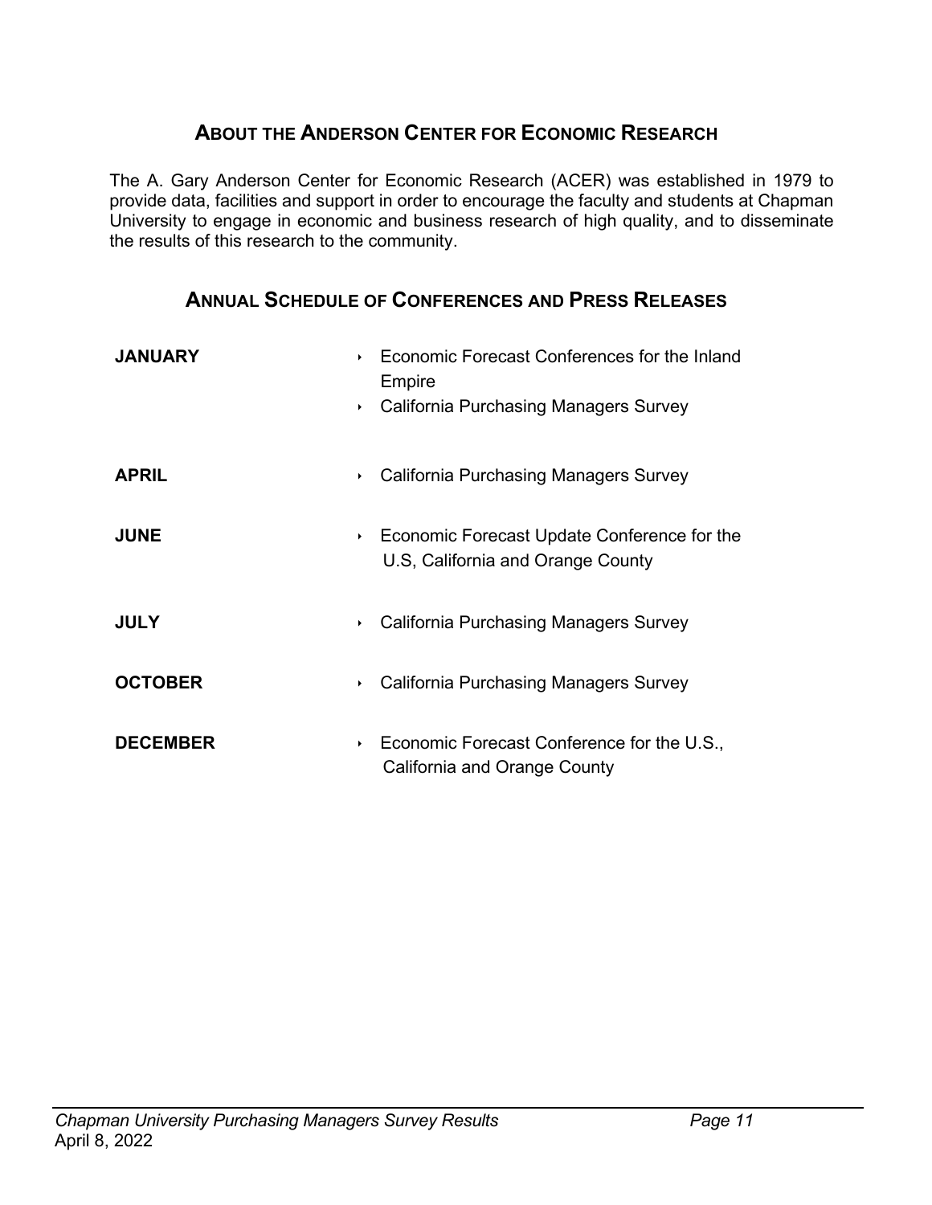## ABOUT THE ANDERSON CENTER FOR ECONOMIC RESEARCH

The A. Gary Anderson Center for Economic Research (ACER) was established in 1979 to provide data, facilities and support in order to encourage the faculty and students at Chapman University to engage in economic and business research of high quality, and to disseminate the results of this research to the community.

## ANNUAL SCHEDULE OF CONFERENCES AND PRESS RELEASES

**JANUARY**

- Economic Forecast Conferences for the Inland Empire
- California Purchasing Managers Survey

**APRIL**

- California Purchasing Managers Survey

**JUNE**

- Economic Forecast Update Conference for the U.S, California and Orange County

**JULY**

- California Purchasing Managers Survey

**OCTOBER**

- California Purchasing Managers Survey

**DECEMBER**

- Economic Forecast Conference for the U.S., California and Orange County